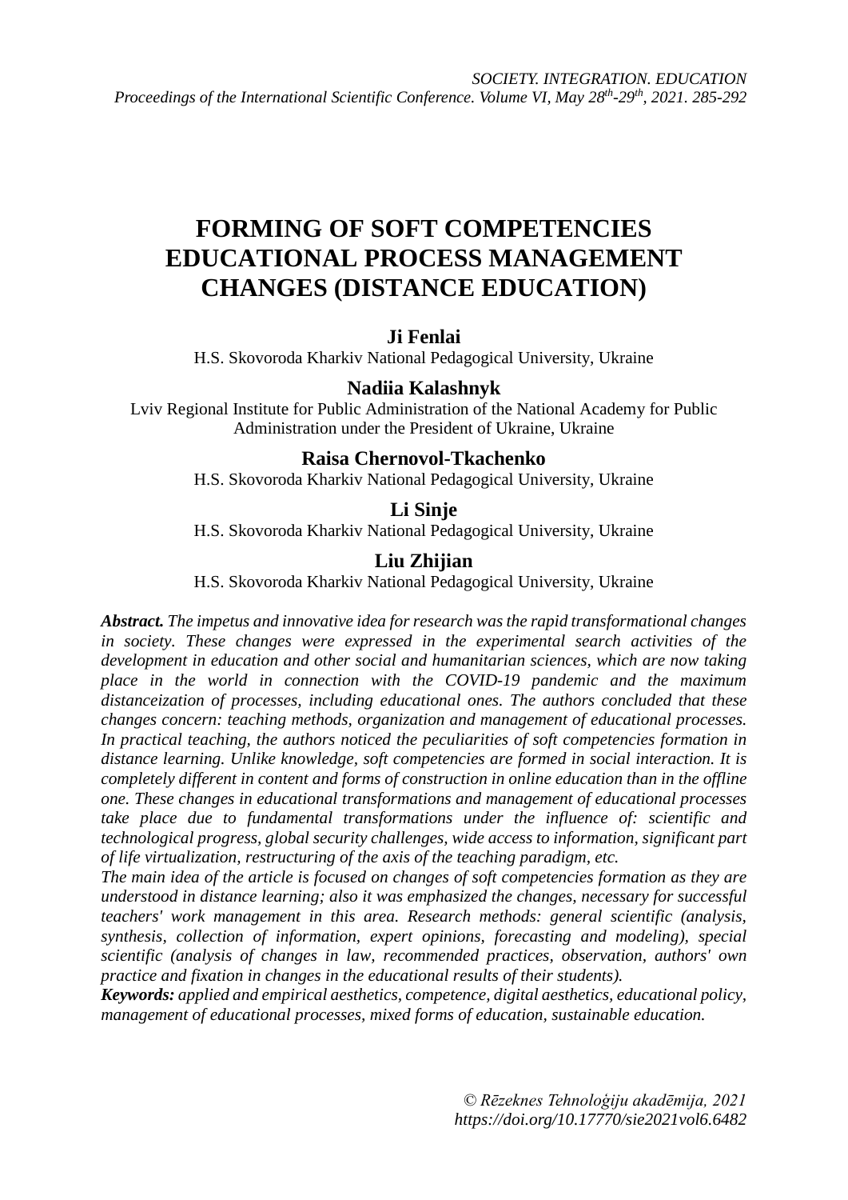# FORMING OF SOFT COMPETENCIES EDUCATIONAL PROCESS MANAGEMENT CHANGES (DISTANCE EDUCATION)

**Ji Fenlai**
H.S. Skovoroda Kharkiv National Pedagogical University, Ukraine

**Nadiia Kalashnyk**
Lviv Regional Institute for Public Administration of the National Academy for Public Administration under the President of Ukraine, Ukraine

**Raisa Chernovol-Tkachenko**
H.S. Skovoroda Kharkiv National Pedagogical University, Ukraine

**Li Sinje**
H.S. Skovoroda Kharkiv National Pedagogical University, Ukraine

**Liu Zhijian**
H.S. Skovoroda Kharkiv National Pedagogical University, Ukraine

***Abstract.*** *The impetus and innovative idea for research was the rapid transformational changes in society. These changes were expressed in the experimental search activities of the development in education and other social and humanitarian sciences, which are now taking place in the world in connection with the COVID-19 pandemic and the maximum distanceization of processes, including educational ones. The authors concluded that these changes concern: teaching methods, organization and management of educational processes. In practical teaching, the authors noticed the peculiarities of soft competencies formation in distance learning. Unlike knowledge, soft competencies are formed in social interaction. It is completely different in content and forms of construction in online education than in the offline one. These changes in educational transformations and management of educational processes take place due to fundamental transformations under the influence of: scientific and technological progress, global security challenges, wide access to information, significant part of life virtualization, restructuring of the axis of the teaching paradigm, etc.*

*The main idea of the article is focused on changes of soft competencies formation as they are understood in distance learning; also it was emphasized the changes, necessary for successful teachers' work management in this area. Research methods: general scientific (analysis, synthesis, collection of information, expert opinions, forecasting and modeling), special scientific (analysis of changes in law, recommended practices, observation, authors' own practice and fixation in changes in the educational results of their students).*

***Keywords:*** *applied and empirical aesthetics, competence, digital aesthetics, educational policy, management of educational processes, mixed forms of education, sustainable education.*

*© Rēzeknes Tehnoloģiju akadēmija, 2021*
*https://doi.org/10.17770/sie2021vol6.6482*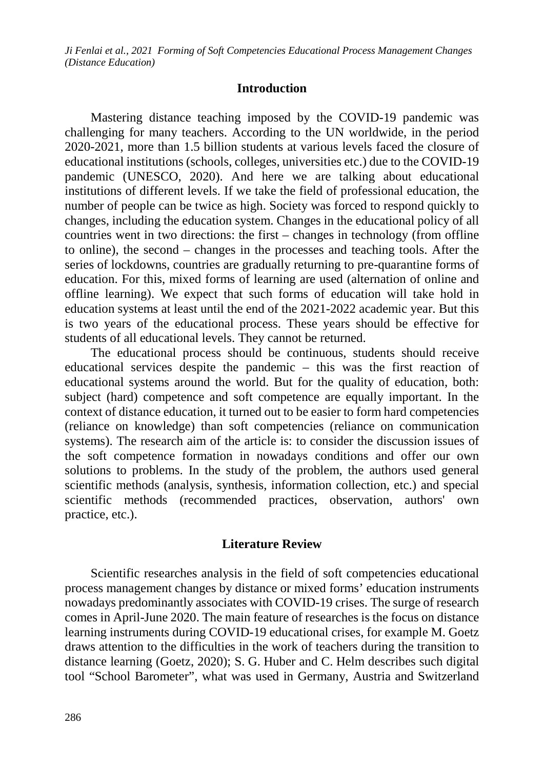## Introduction

Mastering distance teaching imposed by the COVID-19 pandemic was challenging for many teachers. According to the UN worldwide, in the period 2020-2021, more than 1.5 billion students at various levels faced the closure of educational institutions (schools, colleges, universities etc.) due to the COVID-19 pandemic (UNESCO, 2020). And here we are talking about educational institutions of different levels. If we take the field of professional education, the number of people can be twice as high. Society was forced to respond quickly to changes, including the education system. Changes in the educational policy of all countries went in two directions: the first – changes in technology (from offline to online), the second – changes in the processes and teaching tools. After the series of lockdowns, countries are gradually returning to pre-quarantine forms of education. For this, mixed forms of learning are used (alternation of online and offline learning). We expect that such forms of education will take hold in education systems at least until the end of the 2021-2022 academic year. But this is two years of the educational process. These years should be effective for students of all educational levels. They cannot be returned.

The educational process should be continuous, students should receive educational services despite the pandemic – this was the first reaction of educational systems around the world. But for the quality of education, both: subject (hard) competence and soft competence are equally important. In the context of distance education, it turned out to be easier to form hard competencies (reliance on knowledge) than soft competencies (reliance on communication systems). The research aim of the article is: to consider the discussion issues of the soft competence formation in nowadays conditions and offer our own solutions to problems. In the study of the problem, the authors used general scientific methods (analysis, synthesis, information collection, etc.) and special scientific methods (recommended practices, observation, authors' own practice, etc.).

## Literature Review

Scientific researches analysis in the field of soft competencies educational process management changes by distance or mixed forms' education instruments nowadays predominantly associates with COVID-19 crises. The surge of research comes in April-June 2020. The main feature of researches is the focus on distance learning instruments during COVID-19 educational crises, for example M. Goetz draws attention to the difficulties in the work of teachers during the transition to distance learning (Goetz, 2020); S. G. Huber and C. Helm describes such digital tool "School Barometer", what was used in Germany, Austria and Switzerland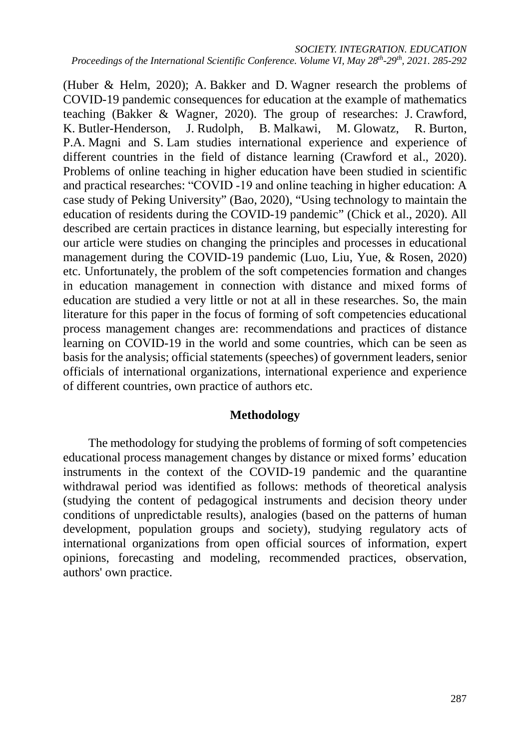(Huber & Helm, 2020); A. Bakker and D. Wagner research the problems of COVID-19 pandemic consequences for education at the example of mathematics teaching (Bakker & Wagner, 2020). The group of researches: J. Crawford, K. Butler-Henderson, J. Rudolph, B. Malkawi, M. Glowatz, R. Burton, P.A. Magni and S. Lam studies international experience and experience of different countries in the field of distance learning (Crawford et al., 2020). Problems of online teaching in higher education have been studied in scientific and practical researches: "COVID -19 and online teaching in higher education: A case study of Peking University" (Bao, 2020), "Using technology to maintain the education of residents during the COVID-19 pandemic" (Chick et al., 2020). All described are certain practices in distance learning, but especially interesting for our article were studies on changing the principles and processes in educational management during the COVID-19 pandemic (Luo, Liu, Yue, & Rosen, 2020) etc. Unfortunately, the problem of the soft competencies formation and changes in education management in connection with distance and mixed forms of education are studied a very little or not at all in these researches. So, the main literature for this paper in the focus of forming of soft competencies educational process management changes are: recommendations and practices of distance learning on COVID-19 in the world and some countries, which can be seen as basis for the analysis; official statements (speeches) of government leaders, senior officials of international organizations, international experience and experience of different countries, own practice of authors etc.

## Methodology

The methodology for studying the problems of forming of soft competencies educational process management changes by distance or mixed forms' education instruments in the context of the COVID-19 pandemic and the quarantine withdrawal period was identified as follows: methods of theoretical analysis (studying the content of pedagogical instruments and decision theory under conditions of unpredictable results), analogies (based on the patterns of human development, population groups and society), studying regulatory acts of international organizations from open official sources of information, expert opinions, forecasting and modeling, recommended practices, observation, authors' own practice.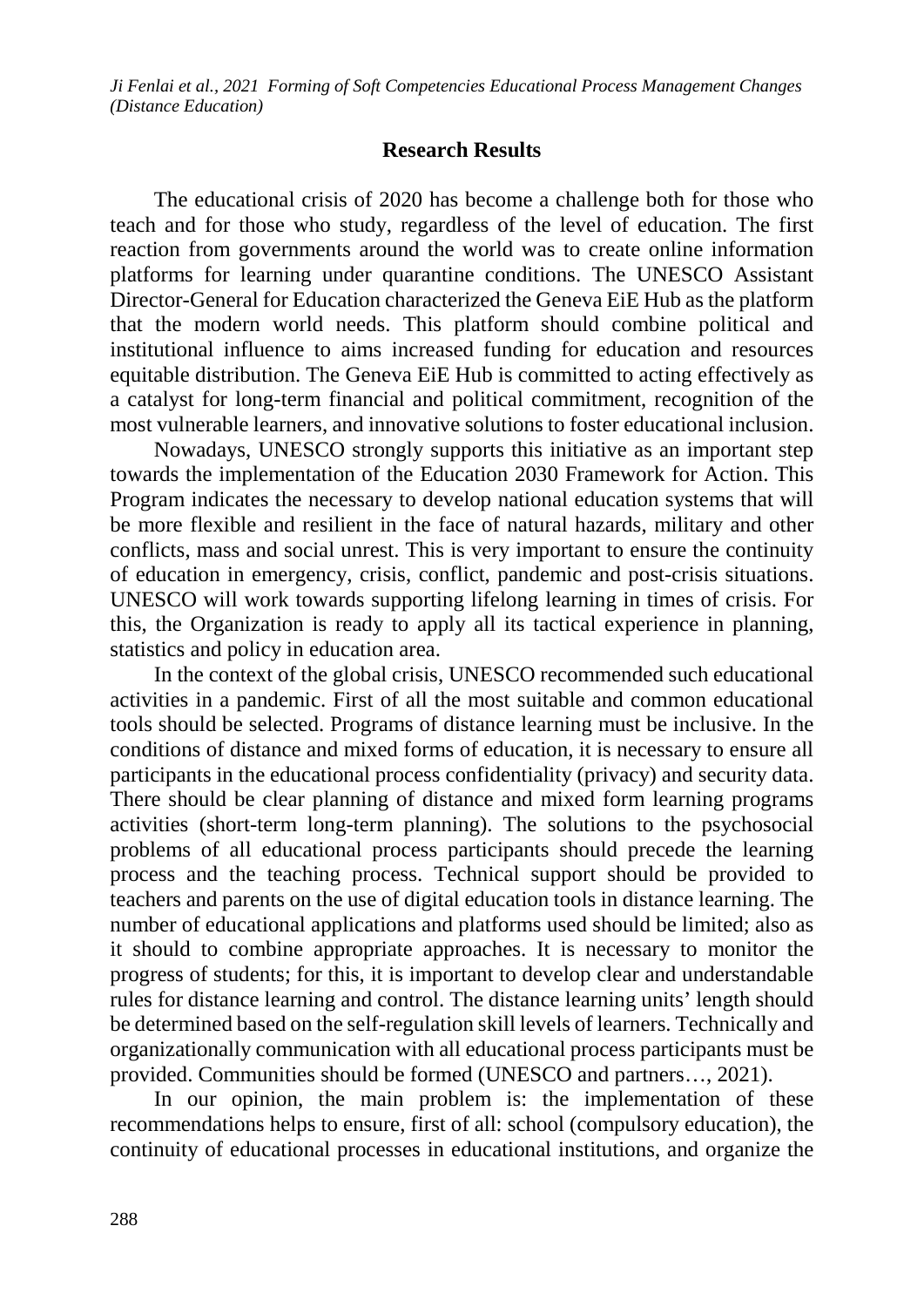## Research Results

The educational crisis of 2020 has become a challenge both for those who teach and for those who study, regardless of the level of education. The first reaction from governments around the world was to create online information platforms for learning under quarantine conditions. The UNESCO Assistant Director-General for Education characterized the Geneva EiE Hub as the platform that the modern world needs. This platform should combine political and institutional influence to aims increased funding for education and resources equitable distribution. The Geneva EiE Hub is committed to acting effectively as a catalyst for long-term financial and political commitment, recognition of the most vulnerable learners, and innovative solutions to foster educational inclusion.

Nowadays, UNESCO strongly supports this initiative as an important step towards the implementation of the Education 2030 Framework for Action. This Program indicates the necessary to develop national education systems that will be more flexible and resilient in the face of natural hazards, military and other conflicts, mass and social unrest. This is very important to ensure the continuity of education in emergency, crisis, conflict, pandemic and post-crisis situations. UNESCO will work towards supporting lifelong learning in times of crisis. For this, the Organization is ready to apply all its tactical experience in planning, statistics and policy in education area.

In the context of the global crisis, UNESCO recommended such educational activities in a pandemic. First of all the most suitable and common educational tools should be selected. Programs of distance learning must be inclusive. In the conditions of distance and mixed forms of education, it is necessary to ensure all participants in the educational process confidentiality (privacy) and security data. There should be clear planning of distance and mixed form learning programs activities (short-term long-term planning). The solutions to the psychosocial problems of all educational process participants should precede the learning process and the teaching process. Technical support should be provided to teachers and parents on the use of digital education tools in distance learning. The number of educational applications and platforms used should be limited; also as it should to combine appropriate approaches. It is necessary to monitor the progress of students; for this, it is important to develop clear and understandable rules for distance learning and control. The distance learning units' length should be determined based on the self-regulation skill levels of learners. Technically and organizationally communication with all educational process participants must be provided. Communities should be formed (UNESCO and partners…, 2021).

In our opinion, the main problem is: the implementation of these recommendations helps to ensure, first of all: school (compulsory education), the continuity of educational processes in educational institutions, and organize the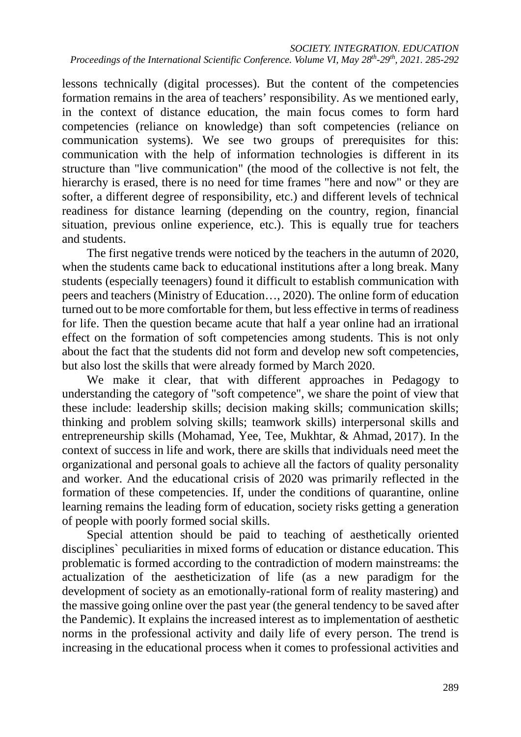lessons technically (digital processes). But the content of the competencies formation remains in the area of teachers' responsibility. As we mentioned early, in the context of distance education, the main focus comes to form hard competencies (reliance on knowledge) than soft competencies (reliance on communication systems). We see two groups of prerequisites for this: communication with the help of information technologies is different in its structure than "live communication" (the mood of the collective is not felt, the hierarchy is erased, there is no need for time frames "here and now" or they are softer, a different degree of responsibility, etc.) and different levels of technical readiness for distance learning (depending on the country, region, financial situation, previous online experience, etc.). This is equally true for teachers and students.

The first negative trends were noticed by the teachers in the autumn of 2020, when the students came back to educational institutions after a long break. Many students (especially teenagers) found it difficult to establish communication with peers and teachers (Ministry of Education…, 2020). The online form of education turned out to be more comfortable for them, but less effective in terms of readiness for life. Then the question became acute that half a year online had an irrational effect on the formation of soft competencies among students. This is not only about the fact that the students did not form and develop new soft competencies, but also lost the skills that were already formed by March 2020.

We make it clear, that with different approaches in Pedagogy to understanding the category of "soft competence", we share the point of view that these include: leadership skills; decision making skills; communication skills; thinking and problem solving skills; teamwork skills) interpersonal skills and entrepreneurship skills (Mohamad, Yee, Tee, Mukhtar, & Ahmad, 2017). In the context of success in life and work, there are skills that individuals need meet the organizational and personal goals to achieve all the factors of quality personality and worker. And the educational crisis of 2020 was primarily reflected in the formation of these competencies. If, under the conditions of quarantine, online learning remains the leading form of education, society risks getting a generation of people with poorly formed social skills.

Special attention should be paid to teaching of aesthetically oriented disciplines` peculiarities in mixed forms of education or distance education. This problematic is formed according to the contradiction of modern mainstreams: the actualization of the aestheticization of life (as a new paradigm for the development of society as an emotionally-rational form of reality mastering) and the massive going online over the past year (the general tendency to be saved after the Pandemic). It explains the increased interest as to implementation of aesthetic norms in the professional activity and daily life of every person. The trend is increasing in the educational process when it comes to professional activities and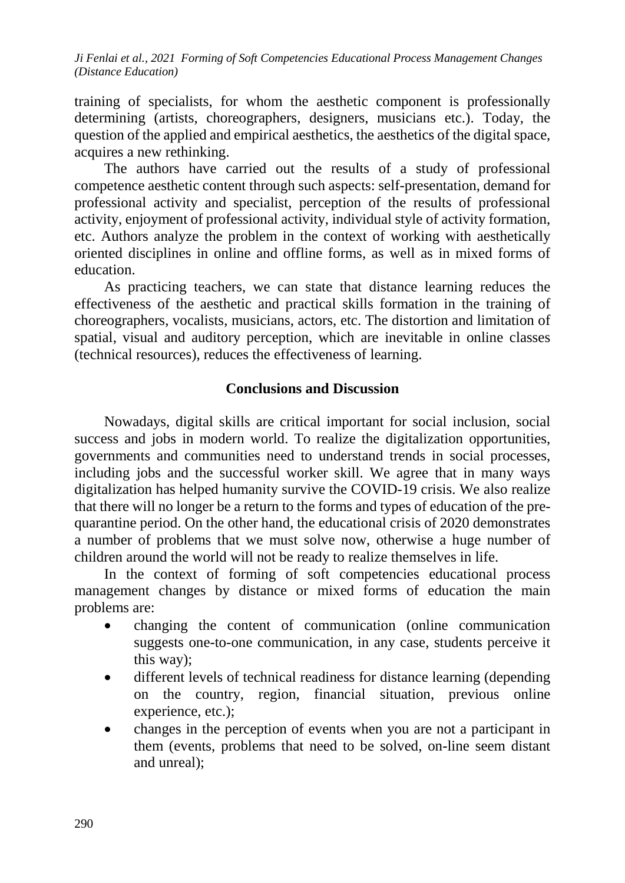training of specialists, for whom the aesthetic component is professionally determining (artists, choreographers, designers, musicians etc.). Today, the question of the applied and empirical aesthetics, the aesthetics of the digital space, acquires a new rethinking.

The authors have carried out the results of a study of professional competence aesthetic content through such aspects: self-presentation, demand for professional activity and specialist, perception of the results of professional activity, enjoyment of professional activity, individual style of activity formation, etc. Authors analyze the problem in the context of working with aesthetically oriented disciplines in online and offline forms, as well as in mixed forms of education.

As practicing teachers, we can state that distance learning reduces the effectiveness of the aesthetic and practical skills formation in the training of choreographers, vocalists, musicians, actors, etc. The distortion and limitation of spatial, visual and auditory perception, which are inevitable in online classes (technical resources), reduces the effectiveness of learning.

## Conclusions and Discussion

Nowadays, digital skills are critical important for social inclusion, social success and jobs in modern world. To realize the digitalization opportunities, governments and communities need to understand trends in social processes, including jobs and the successful worker skill. We agree that in many ways digitalization has helped humanity survive the COVID-19 crisis. We also realize that there will no longer be a return to the forms and types of education of the pre-quarantine period. On the other hand, the educational crisis of 2020 demonstrates a number of problems that we must solve now, otherwise a huge number of children around the world will not be ready to realize themselves in life.

In the context of forming of soft competencies educational process management changes by distance or mixed forms of education the main problems are:

- changing the content of communication (online communication suggests one-to-one communication, in any case, students perceive it this way);
- different levels of technical readiness for distance learning (depending on the country, region, financial situation, previous online experience, etc.);
- changes in the perception of events when you are not a participant in them (events, problems that need to be solved, on-line seem distant and unreal);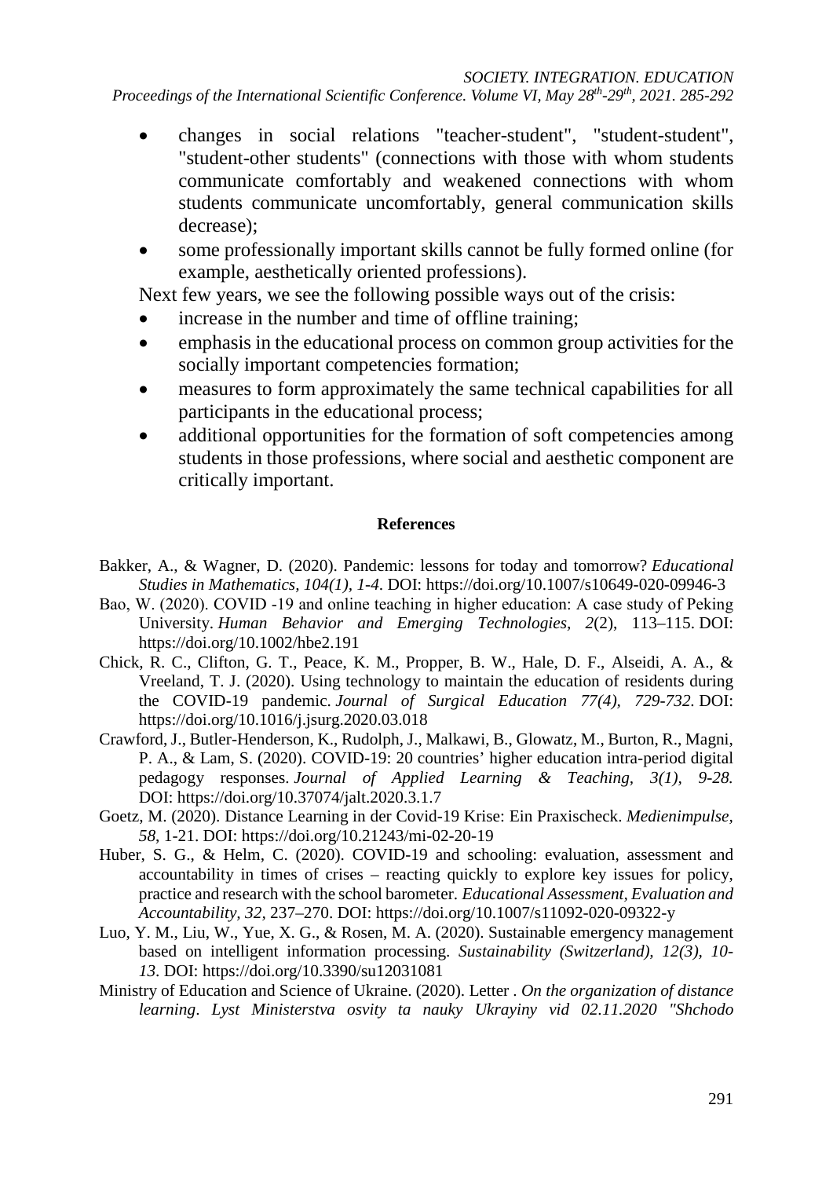- changes in social relations "teacher-student", "student-student", "student-other students" (connections with those with whom students communicate comfortably and weakened connections with whom students communicate uncomfortably, general communication skills decrease);
- some professionally important skills cannot be fully formed online (for example, aesthetically oriented professions).

Next few years, we see the following possible ways out of the crisis:

- increase in the number and time of offline training;
- emphasis in the educational process on common group activities for the socially important competencies formation;
- measures to form approximately the same technical capabilities for all participants in the educational process;
- additional opportunities for the formation of soft competencies among students in those professions, where social and aesthetic component are critically important.

## References

Bakker, A., & Wagner, D. (2020). Pandemic: lessons for today and tomorrow? *Educational Studies in Mathematics, 104(1), 1-4*. DOI: https://doi.org/10.1007/s10649-020-09946-3

Bao, W. (2020). COVID -19 and online teaching in higher education: A case study of Peking University. *Human Behavior and Emerging Technologies, 2*(2), 113–115. DOI: https://doi.org/10.1002/hbe2.191

Chick, R. C., Clifton, G. T., Peace, K. M., Propper, B. W., Hale, D. F., Alseidi, A. A., & Vreeland, T. J. (2020). Using technology to maintain the education of residents during the COVID-19 pandemic. *Journal of Surgical Education 77(4), 729-732*. DOI: https://doi.org/10.1016/j.jsurg.2020.03.018

Crawford, J., Butler-Henderson, K., Rudolph, J., Malkawi, B., Glowatz, M., Burton, R., Magni, P. A., & Lam, S. (2020). COVID-19: 20 countries' higher education intra-period digital pedagogy responses. *Journal of Applied Learning & Teaching, 3(1), 9-28.* DOI: https://doi.org/10.37074/jalt.2020.3.1.7

Goetz, M. (2020). Distance Learning in der Covid-19 Krise: Ein Praxischeck. *Medienimpulse, 58*, 1-21. DOI: https://doi.org/10.21243/mi-02-20-19

Huber, S. G., & Helm, C. (2020). COVID-19 and schooling: evaluation, assessment and accountability in times of crises – reacting quickly to explore key issues for policy, practice and research with the school barometer. *Educational Assessment, Evaluation and Accountability, 32*, 237–270. DOI: https://doi.org/10.1007/s11092-020-09322-y

Luo, Y. M., Liu, W., Yue, X. G., & Rosen, M. A. (2020). Sustainable emergency management based on intelligent information processing. *Sustainability (Switzerland), 12(3), 10-13*. DOI: https://doi.org/10.3390/su12031081

Ministry of Education and Science of Ukraine. (2020). Letter . *On the organization of distance learning*. *Lyst Ministerstva osvity ta nauky Ukrayiny vid 02.11.2020 "Shchodo*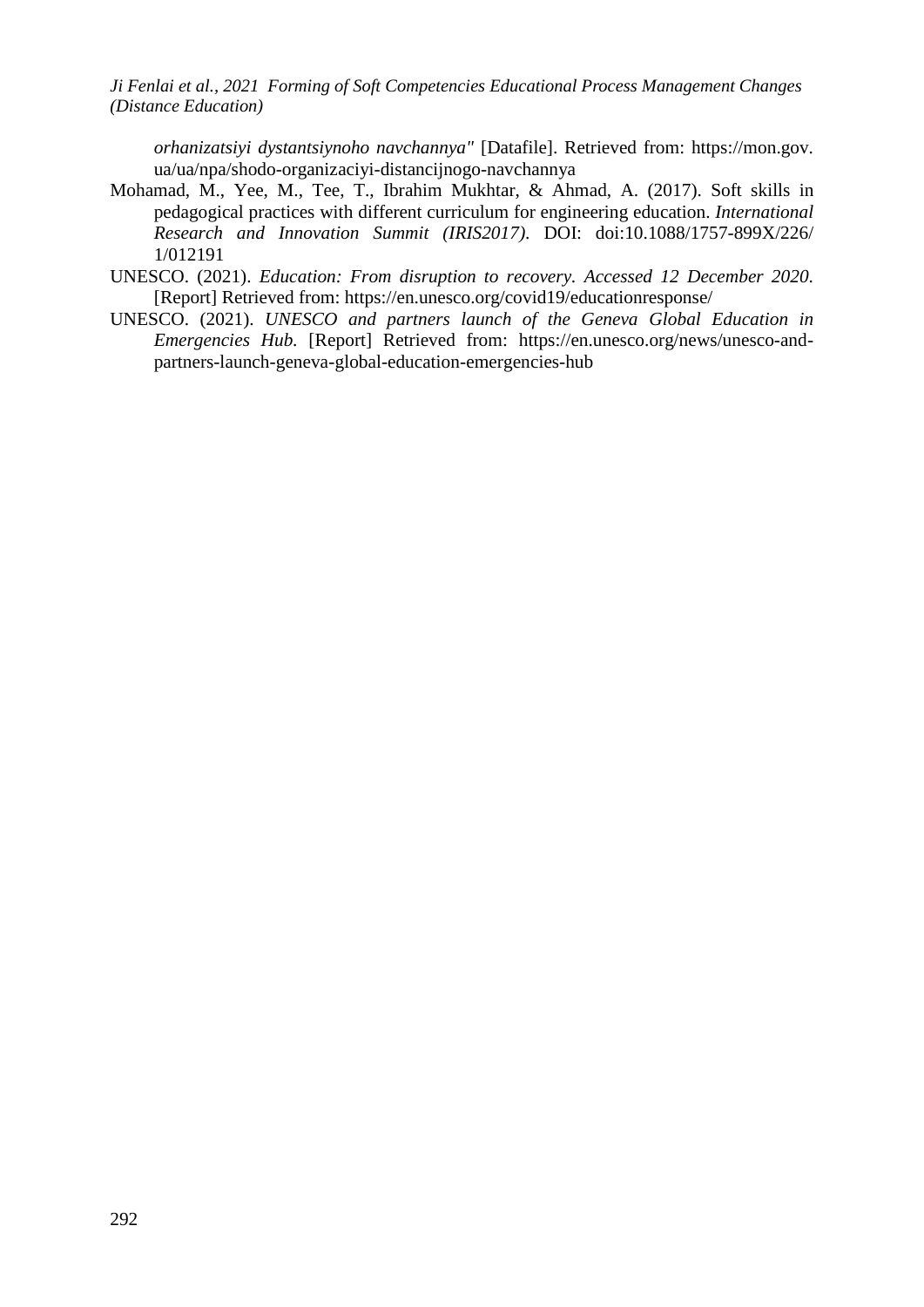*orhanizatsiyi dystantsiynoho navchannya"* [Datafile]. Retrieved from: https://mon.gov.ua/ua/npa/shodo-organizaciyi-distancijnogo-navchannya

Mohamad, M., Yee, M., Tee, T., Ibrahim Mukhtar, & Ahmad, A. (2017). Soft skills in pedagogical practices with different curriculum for engineering education. *International Research and Innovation Summit (IRIS2017)*. DOI: doi:10.1088/1757-899X/226/1/012191

UNESCO. (2021). *Education: From disruption to recovery. Accessed 12 December 2020.* [Report] Retrieved from: https://en.unesco.org/covid19/educationresponse/

UNESCO. (2021). *UNESCO and partners launch of the Geneva Global Education in Emergencies Hub.* [Report] Retrieved from: https://en.unesco.org/news/unesco-and-partners-launch-geneva-global-education-emergencies-hub